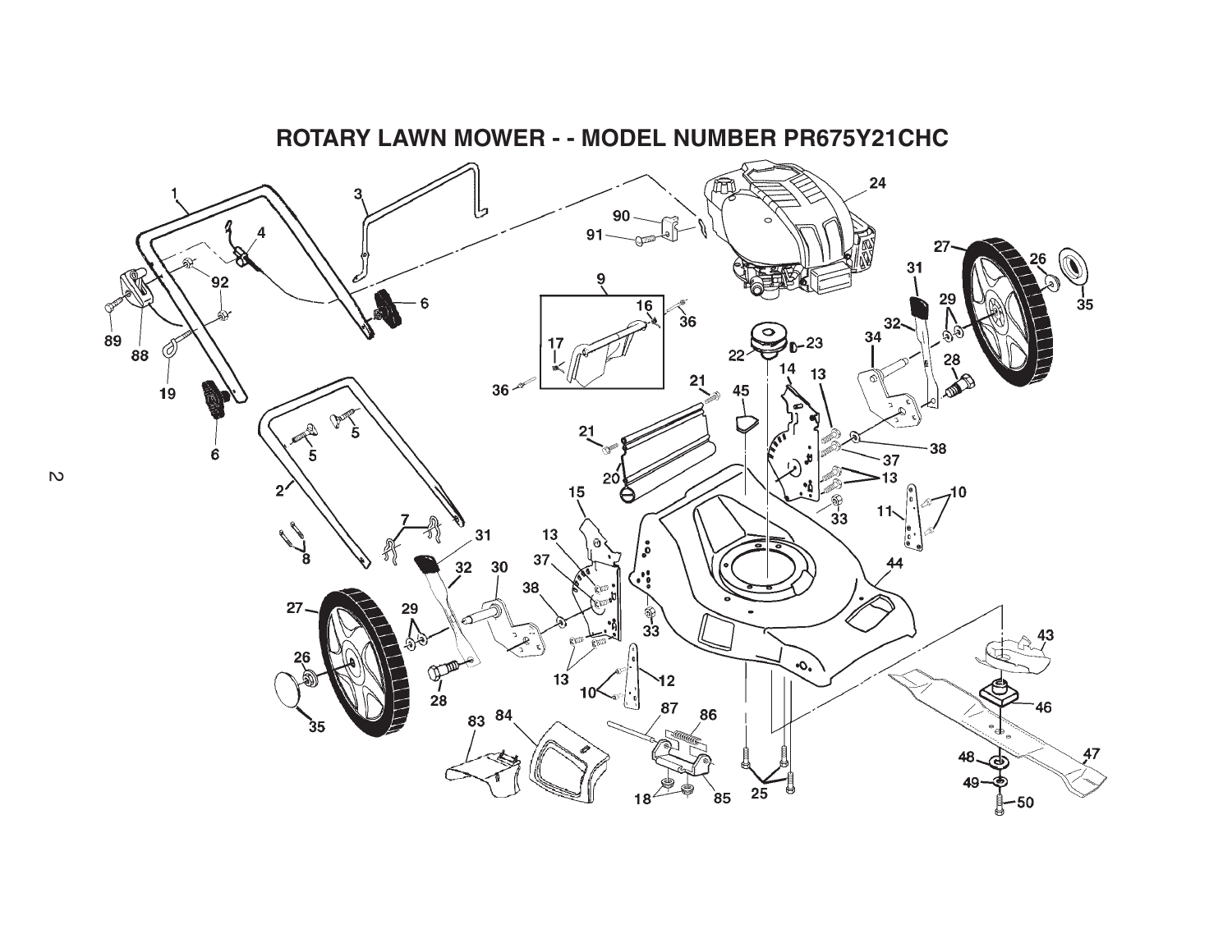# ROTARY LAWN MOWER - - MODEL NUMBER PR675Y21CHC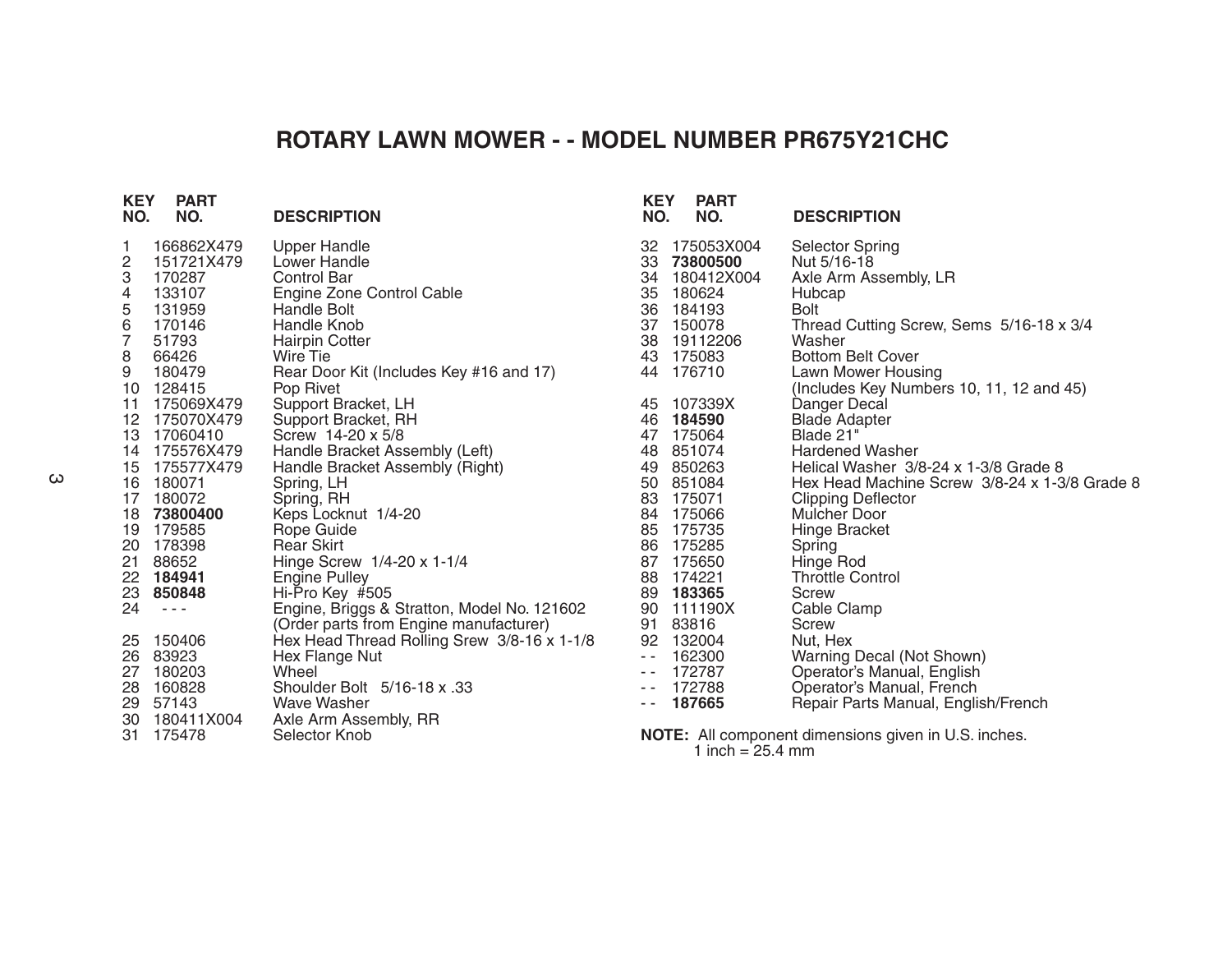# ROTARY LAWN MOWER - - MODEL NUMBER PR675Y21CHC

| KEY NO. | PART NO. | DESCRIPTION |
|---|---|---|
| 1 | 166862X479 | Upper Handle |
| 2 | 151721X479 | Lower Handle |
| 3 | 170287 | Control Bar |
| 4 | 133107 | Engine Zone Control Cable |
| 5 | 131959 | Handle Bolt |
| 6 | 170146 | Handle Knob |
| 7 | 51793 | Hairpin Cotter |
| 8 | 66426 | Wire Tie |
| 9 | 180479 | Rear Door Kit (Includes Key #16 and 17) |
| 10 | 128415 | Pop Rivet |
| 11 | 175069X479 | Support Bracket, LH |
| 12 | 175070X479 | Support Bracket, RH |
| 13 | 17060410 | Screw 14-20 x 5/8 |
| 14 | 175576X479 | Handle Bracket Assembly (Left) |
| 15 | 175577X479 | Handle Bracket Assembly (Right) |
| 16 | 180071 | Spring, LH |
| 17 | 180072 | Spring, RH |
| 18 | **73800400** | Keps Locknut 1/4-20 |
| 19 | 179585 | Rope Guide |
| 20 | 178398 | Rear Skirt |
| 21 | 88652 | Hinge Screw 1/4-20 x 1-1/4 |
| 22 | **184941** | Engine Pulley |
| 23 | **850848** | Hi-Pro Key #505 |
| 24 | - - - | Engine, Briggs & Stratton, Model No. 121602 (Order parts from Engine manufacturer) |
| 25 | 150406 | Hex Head Thread Rolling Srew 3/8-16 x 1-1/8 |
| 26 | 83923 | Hex Flange Nut |
| 27 | 180203 | Wheel |
| 28 | 160828 | Shoulder Bolt 5/16-18 x .33 |
| 29 | 57143 | Wave Washer |
| 30 | 180411X004 | Axle Arm Assembly, RR |
| 31 | 175478 | Selector Knob |
| 32 | 175053X004 | Selector Spring |
| 33 | **73800500** | Nut 5/16-18 |
| 34 | 180412X004 | Axle Arm Assembly, LR |
| 35 | 180624 | Hubcap |
| 36 | 184193 | Bolt |
| 37 | 150078 | Thread Cutting Screw, Sems 5/16-18 x 3/4 |
| 38 | 19112206 | Washer |
| 43 | 175083 | Bottom Belt Cover |
| 44 | 176710 | Lawn Mower Housing (Includes Key Numbers 10, 11, 12 and 45) |
| 45 | 107339X | Danger Decal |
| 46 | **184590** | Blade Adapter |
| 47 | 175064 | Blade 21" |
| 48 | 851074 | Hardened Washer |
| 49 | 850263 | Helical Washer 3/8-24 x 1-3/8 Grade 8 |
| 50 | 851084 | Hex Head Machine Screw 3/8-24 x 1-3/8 Grade 8 |
| 83 | 175071 | Clipping Deflector |
| 84 | 175066 | Mulcher Door |
| 85 | 175735 | Hinge Bracket |
| 86 | 175285 | Spring |
| 87 | 175650 | Hinge Rod |
| 88 | 174221 | Throttle Control |
| 89 | **183365** | Screw |
| 90 | 111190X | Cable Clamp |
| 91 | 83816 | Screw |
| 92 | 132004 | Nut, Hex |
| - - | 162300 | Warning Decal (Not Shown) |
| - - | 172787 | Operator's Manual, English |
| - - | 172788 | Operator's Manual, French |
| - - | **187665** | Repair Parts Manual, English/French |

**NOTE:** All component dimensions given in U.S. inches.
1 inch = 25.4 mm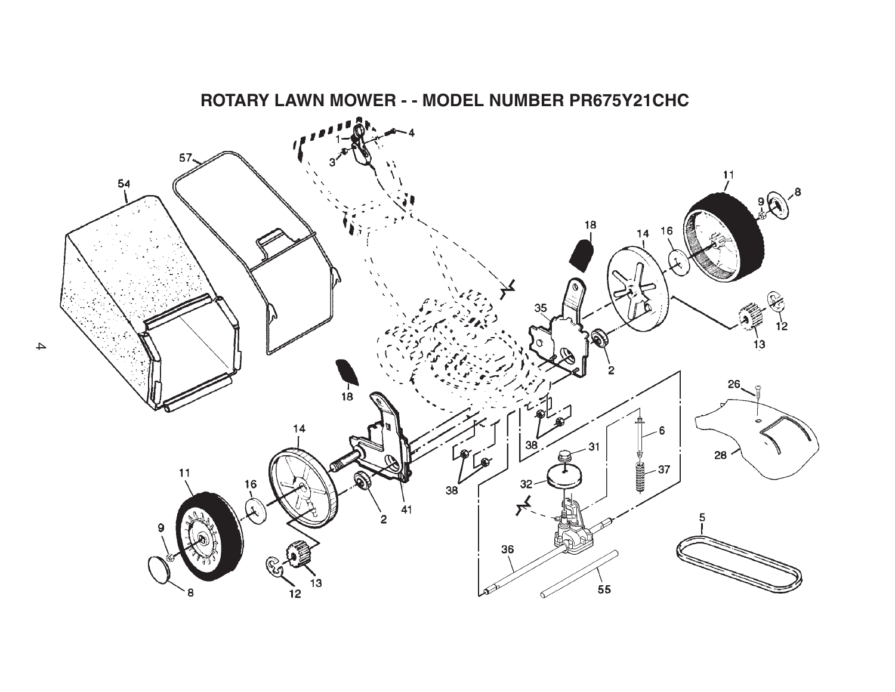# ROTARY LAWN MOWER - - MODEL NUMBER PR675Y21CHC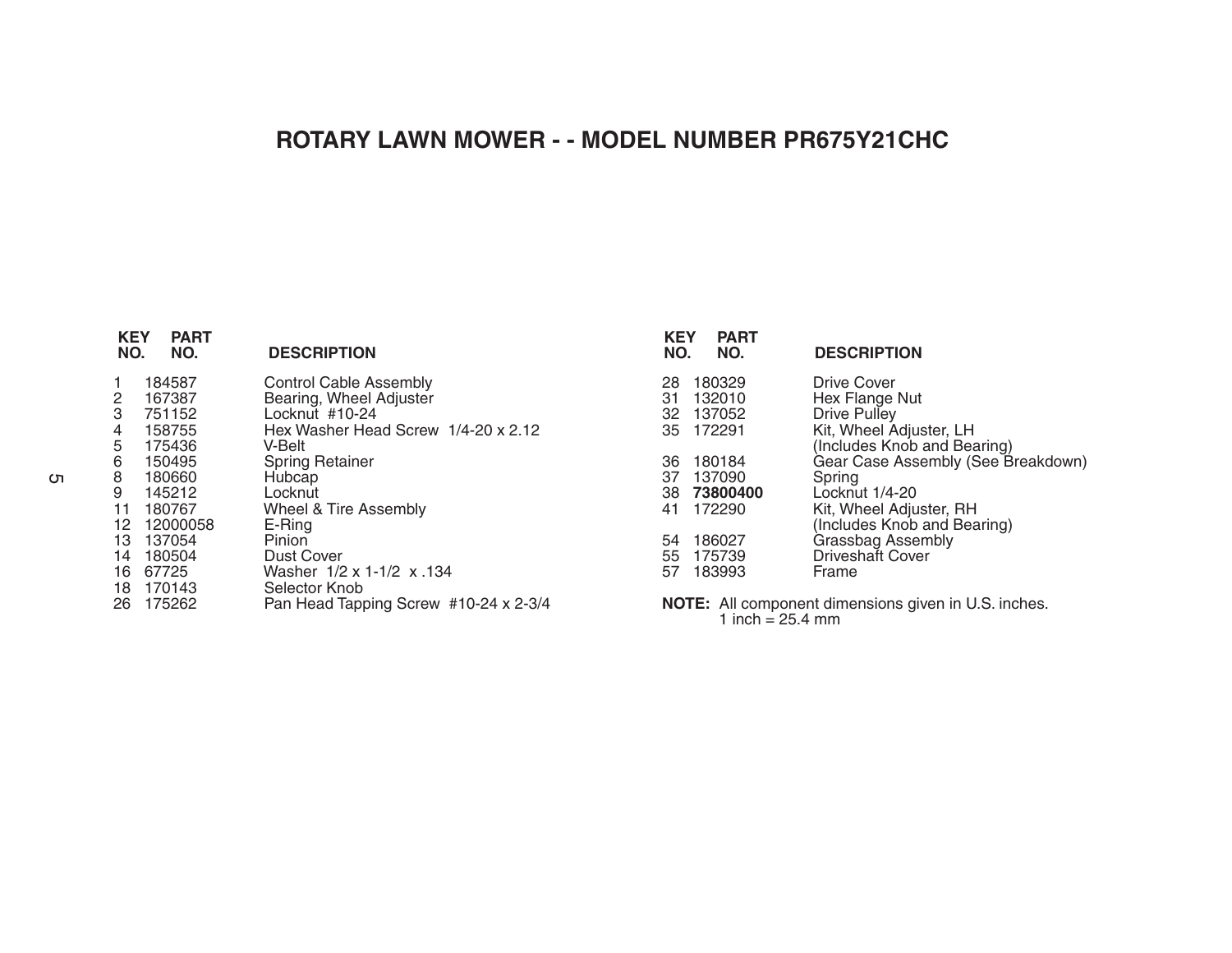# ROTARY LAWN MOWER - - MODEL NUMBER PR675Y21CHC

| KEY NO. | PART NO. | DESCRIPTION |
|---|---|---|
| 1 | 184587 | Control Cable Assembly |
| 2 | 167387 | Bearing, Wheel Adjuster |
| 3 | 751152 | Locknut #10-24 |
| 4 | 158755 | Hex Washer Head Screw 1/4-20 x 2.12 |
| 5 | 175436 | V-Belt |
| 6 | 150495 | Spring Retainer |
| 8 | 180660 | Hubcap |
| 9 | 145212 | Locknut |
| 11 | 180767 | Wheel & Tire Assembly |
| 12 | 12000058 | E-Ring |
| 13 | 137054 | Pinion |
| 14 | 180504 | Dust Cover |
| 16 | 67725 | Washer 1/2 x 1-1/2 x .134 |
| 18 | 170143 | Selector Knob |
| 26 | 175262 | Pan Head Tapping Screw #10-24 x 2-3/4 |
| 28 | 180329 | Drive Cover |
| 31 | 132010 | Hex Flange Nut |
| 32 | 137052 | Drive Pulley |
| 35 | 172291 | Kit, Wheel Adjuster, LH (Includes Knob and Bearing) |
| 36 | 180184 | Gear Case Assembly (See Breakdown) |
| 37 | 137090 | Spring |
| 38 | **73800400** | Locknut 1/4-20 |
| 41 | 172290 | Kit, Wheel Adjuster, RH (Includes Knob and Bearing) |
| 54 | 186027 | Grassbag Assembly |
| 55 | 175739 | Driveshaft Cover |
| 57 | 183993 | Frame |

**NOTE:** All component dimensions given in U.S. inches.
1 inch = 25.4 mm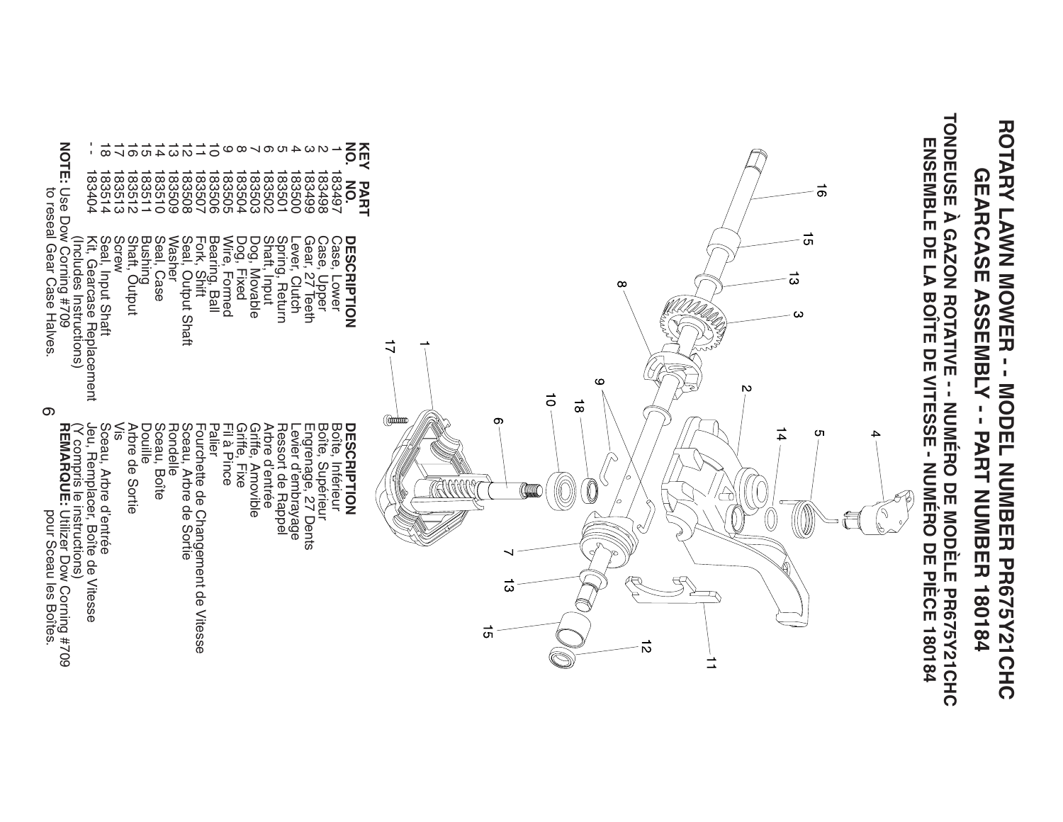# ROTARY LAWN MOWER - - MODEL NUMBER PR675Y21CHC
## GEARCASE ASSEMBLY - - PART NUMBER 180184
### TONDEUSE À GAZON ROTATIVE - - NUMÉRO DE MODÈLE PR675Y21CHC
### ENSEMBLE DE LA BOÎTE DE VITESSE - NUMÉRO DE PIÈCE 180184

16
15
13
3
8
9
2
4
5
14
10
18
6
1
17
7
13
15
12
11

| KEY NO. | PART NO. | DESCRIPTION | DESCRIPTION |
|---|---|---|---|
| 1 | 183497 | Case, Lower | Boîte, Inférieur |
| 2 | 183498 | Case, Upper | Boîte, Supérieur |
| 3 | 183499 | Gear, 27 Teeth | Engrenage, 27 Dents |
| 4 | 183500 | Lever, Clutch | Levier d'embrayage |
| 5 | 183501 | Spring, Return | Ressort de Rappel |
| 6 | 183502 | Shaft, Input | Arbre d'entrée |
| 7 | 183503 | Dog, Movable | Griffe, Amovible |
| 8 | 183504 | Dog, Fixed | Griffe, Fixe |
| 9 | 183505 | Wire, Formed | Fil à Pince |
| 10 | 183506 | Bearing, Ball | Palier |
| 11 | 183507 | Fork, Shift | Fourchette de Changement de Vitesse |
| 12 | 183508 | Seal, Output Shaft | Sceau, Arbre de Sortie |
| 13 | 183509 | Washer | Rondelle |
| 14 | 183510 | Seal, Case | Sceau, Boîte |
| 15 | 183511 | Bushing | Douille |
| 16 | 183512 | Shaft, Output | Arbre de Sortie |
| 17 | 183513 | Screw | Vis |
| 18 | 183514 | Seal, Input Shaft | Sceau, Arbre d'entrée |
| - - | 183404 | Kit, Gearcase Replacement (Includes Instructions) | Jeu, Remplacer, Boîte de Vitesse (Y compris le instructions) |

**NOTE:** Use Dow Corning #709 to reseal Gear Case Halves.

**REMARQUE:** Utilizer Dow Corning #709 pour Sceau les Boîtes.